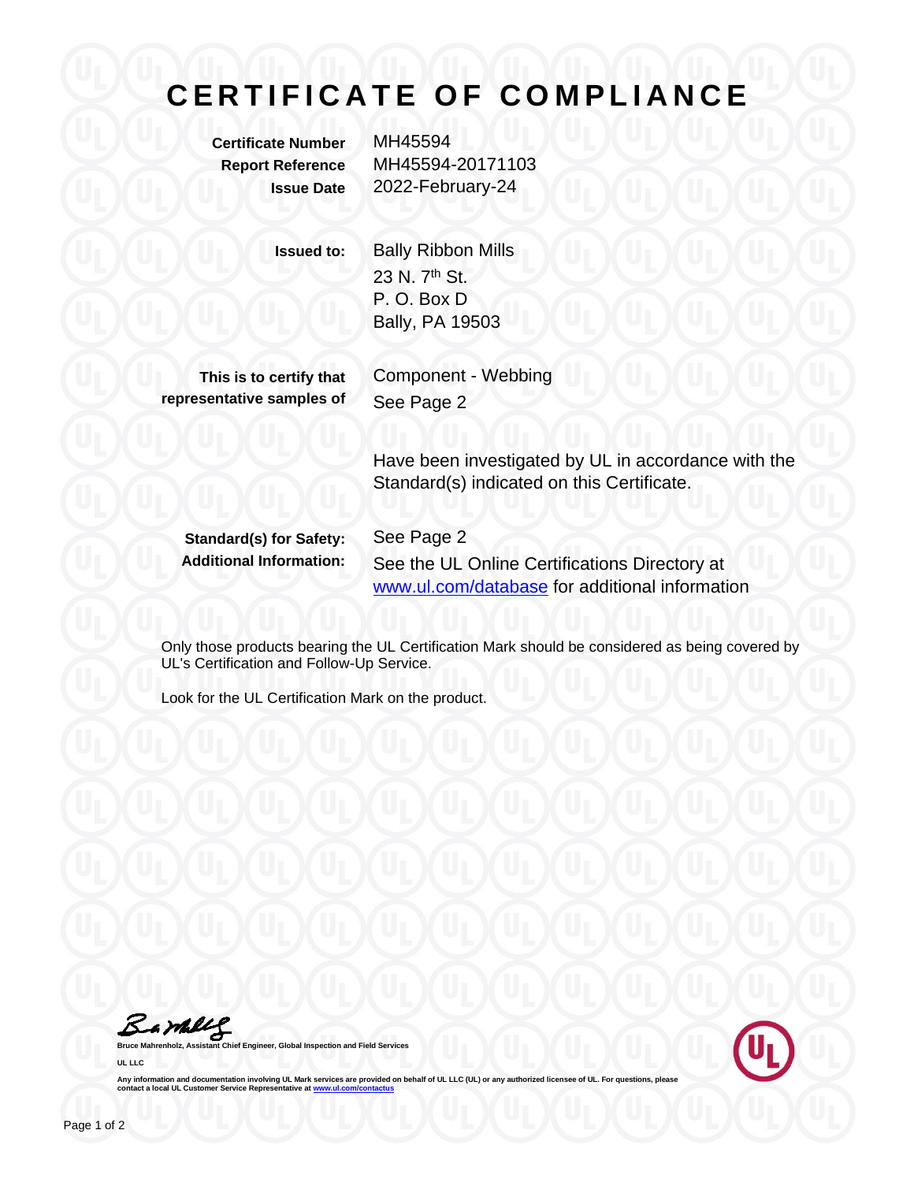# CERTIFICATE OF COMPLIANCE

**Certificate Number** MH45594
**Report Reference** MH45594-20171103
**Issue Date** 2022-February-24

**Issued to:** Bally Ribbon Mills
23 N. 7th St.
P. O. Box D
Bally, PA 19503

**This is to certify that representative samples of** Component - Webbing
See Page 2

Have been investigated by UL in accordance with the Standard(s) indicated on this Certificate.

**Standard(s) for Safety:** See Page 2
**Additional Information:** See the UL Online Certifications Directory at [www.ul.com/database](www.ul.com/database) for additional information

Only those products bearing the UL Certification Mark should be considered as being covered by UL's Certification and Follow-Up Service.

Look for the UL Certification Mark on the product.

**Bruce Mahrenholz, Assistant Chief Engineer, Global Inspection and Field Services**

**UL LLC**

**Any information and documentation involving UL Mark services are provided on behalf of UL LLC (UL) or any authorized licensee of UL. For questions, please contact a local UL Customer Service Representative at [www.ul.com/contactus](www.ul.com/contactus)**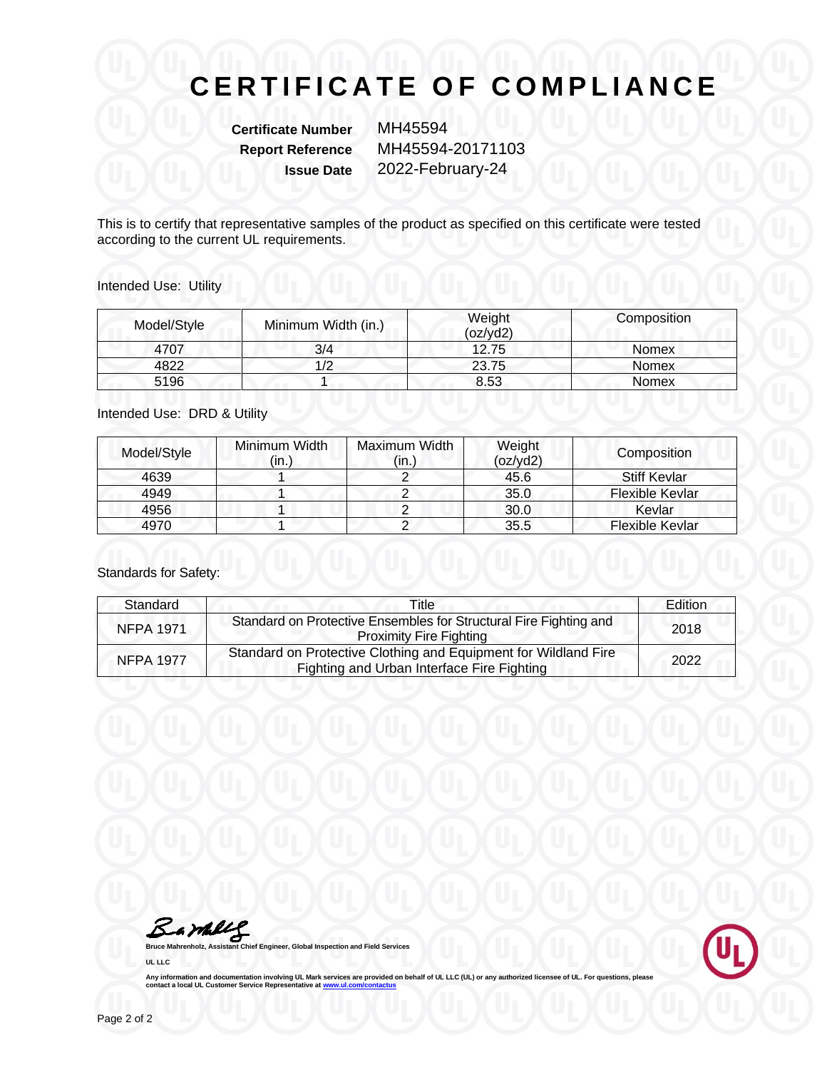# CERTIFICATE OF COMPLIANCE

**Certificate Number** MH45594
**Report Reference** MH45594-20171103
**Issue Date** 2022-February-24

This is to certify that representative samples of the product as specified on this certificate were tested according to the current UL requirements.

Intended Use: Utility

| Model/Style | Minimum Width (in.) | Weight (oz/yd2) | Composition |
|---|---|---|---|
| 4707 | 3/4 | 12.75 | Nomex |
| 4822 | 1/2 | 23.75 | Nomex |
| 5196 | 1 | 8.53 | Nomex |

Intended Use: DRD & Utility

| Model/Style | Minimum Width (in.) | Maximum Width (in.) | Weight (oz/yd2) | Composition |
|---|---|---|---|---|
| 4639 | 1 | 2 | 45.6 | Stiff Kevlar |
| 4949 | 1 | 2 | 35.0 | Flexible Kevlar |
| 4956 | 1 | 2 | 30.0 | Kevlar |
| 4970 | 1 | 2 | 35.5 | Flexible Kevlar |

Standards for Safety:

| Standard | Title | Edition |
|---|---|---|
| NFPA 1971 | Standard on Protective Ensembles for Structural Fire Fighting and Proximity Fire Fighting | 2018 |
| NFPA 1977 | Standard on Protective Clothing and Equipment for Wildland Fire Fighting and Urban Interface Fire Fighting | 2022 |

**Bruce Mahrenholz, Assistant Chief Engineer, Global Inspection and Field Services**

**UL LLC**

**Any information and documentation involving UL Mark services are provided on behalf of UL LLC (UL) or any authorized licensee of UL. For questions, please contact a local UL Customer Service Representative at www.ul.com/contactus**